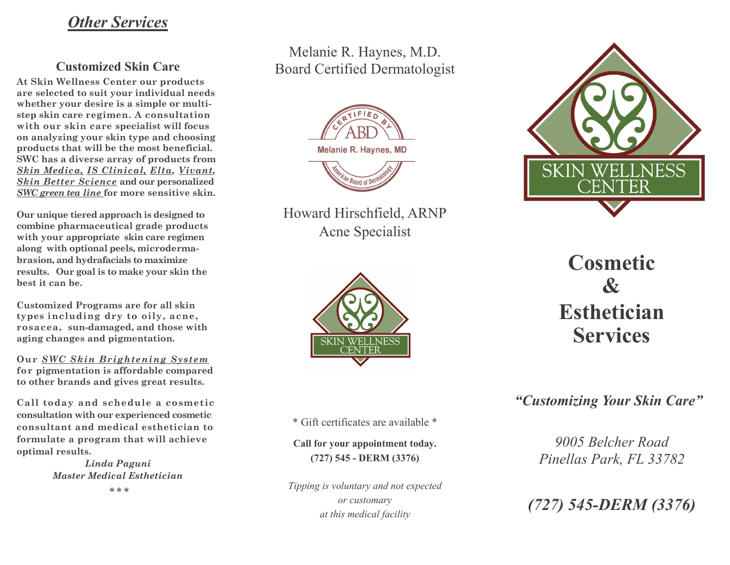## *Other Services*

### Customized Skin Care

**At Skin Wellness Center our products are selected to suit your individual needs whether your desire is a simple or multi-step skin care regimen. A consultation with our skin care specialist will focus on analyzing your skin type and choosing products that will be the most beneficial. SWC has a diverse array of products from *Skin Medica, IS Clinical, Elta, Vivant, Skin Better Science* and our personalized *SWC green tea line* for more sensitive skin.**

**Our unique tiered approach is designed to combine pharmaceutical grade products with your appropriate skin care regimen along with optional peels, microdermabrasion, and hydrafacials to maximize results. Our goal is to make your skin the best it can be.**

**Customized Programs are for all skin types including dry to oily, acne, rosacea, sun-damaged, and those with aging changes and pigmentation.**

**Our *SWC Skin Brightening System* for pigmentation is affordable compared to other brands and gives great results.**

**Call today and schedule a cosmetic consultation with our experienced cosmetic consultant and medical esthetician to formulate a program that will achieve optimal results.**

***Linda Paguni***
***Master Medical Esthetician***

\* \* \*

Melanie R. Haynes, M.D.
Board Certified Dermatologist

CERTIFIED BY ABD
Melanie R. Haynes, MD
American Board of Dermatology

Howard Hirschfield, ARNP
Acne Specialist

SKIN WELLNESS CENTER

\* Gift certificates are available \*

**Call for your appointment today.**
**(727) 545 - DERM (3376)**

*Tipping is voluntary and not expected or customary at this medical facility*

SKIN WELLNESS CENTER

# Cosmetic & Esthetician Services

***"Customizing Your Skin Care"***

*9005 Belcher Road*
*Pinellas Park, FL 33782*

***(727) 545-DERM (3376)***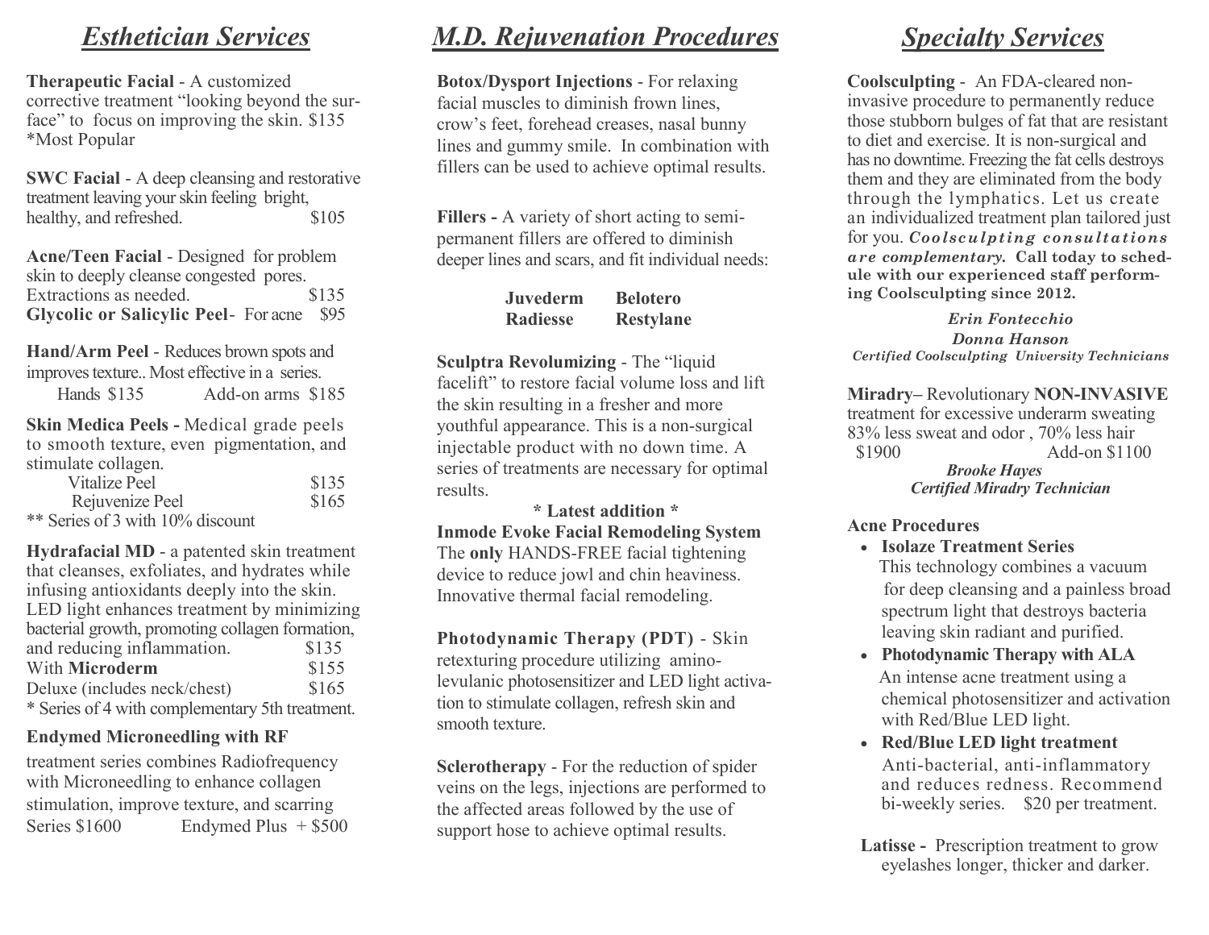# Esthetician Services

**Therapeutic Facial** - A customized corrective treatment "looking beyond the surface" to focus on improving the skin. $135 *Most Popular

**SWC Facial** - A deep cleansing and restorative treatment leaving your skin feeling bright, healthy, and refreshed. $105

**Acne/Teen Facial** - Designed for problem skin to deeply cleanse congested pores. Extractions as needed. $135

**Glycolic or Salicylic Peel**- For acne $95

**Hand/Arm Peel** - Reduces brown spots and improves texture.. Most effective in a series.

Hands $135 Add-on arms $185

**Skin Medica Peels -** Medical grade peels to smooth texture, even pigmentation, and stimulate collagen.

| | |
|---|---|
| Vitalize Peel | $135 |
| Rejuvenize Peel | $165 |

** Series of 3 with 10% discount

**Hydrafacial MD** - a patented skin treatment that cleanses, exfoliates, and hydrates while infusing antioxidants deeply into the skin. LED light enhances treatment by minimizing bacterial growth, promoting collagen formation, and reducing inflammation. $135

| | |
|---|---|
| With **Microderm** | $155 |
| Deluxe (includes neck/chest) | $165 |

* Series of 4 with complementary 5th treatment.

**Endymed Microneedling with RF**

treatment series combines Radiofrequency with Microneedling to enhance collagen stimulation, improve texture, and scarring

Series $1600 Endymed Plus + $500

# M.D. Rejuvenation Procedures

**Botox/Dysport Injections** - For relaxing facial muscles to diminish frown lines, crow's feet, forehead creases, nasal bunny lines and gummy smile. In combination with fillers can be used to achieve optimal results.

**Fillers -** A variety of short acting to semi-permanent fillers are offered to diminish deeper lines and scars, and fit individual needs:

| | |
|---|---|
| **Juvederm** | **Belotero** |
| **Radiesse** | **Restylane** |

**Sculptra Revolumizing** - The "liquid facelift" to restore facial volume loss and lift the skin resulting in a fresher and more youthful appearance. This is a non-surgical injectable product with no down time. A series of treatments are necessary for optimal results.

**\* Latest addition \***

**Inmode Evoke Facial Remodeling System**

The **only** HANDS-FREE facial tightening device to reduce jowl and chin heaviness. Innovative thermal facial remodeling.

**Photodynamic Therapy (PDT)** - Skin retexturing procedure utilizing amino-levulanic photosensitizer and LED light activation to stimulate collagen, refresh skin and smooth texture.

**Sclerotherapy** - For the reduction of spider veins on the legs, injections are performed to the affected areas followed by the use of support hose to achieve optimal results.

# Specialty Services

**Coolsculpting** - An FDA-cleared non-invasive procedure to permanently reduce those stubborn bulges of fat that are resistant to diet and exercise. It is non-surgical and has no downtime. Freezing the fat cells destroys them and they are eliminated from the body through the lymphatics. Let us create an individualized treatment plan tailored just for you. ***Coolsculpting consultations are complementary.*** **Call today to schedule with our experienced staff performing Coolsculpting since 2012.**

***Erin Fontecchio***
***Donna Hanson***
***Certified Coolsculpting University Technicians***

**Miradry–** Revolutionary **NON-INVASIVE** treatment for excessive underarm sweating 83% less sweat and odor , 70% less hair

$1900 Add-on $1100

***Brooke Hayes***
***Certified Miradry Technician***

**Acne Procedures**

- **Isolaze Treatment Series**
  This technology combines a vacuum for deep cleansing and a painless broad spectrum light that destroys bacteria leaving skin radiant and purified.
- **Photodynamic Therapy with ALA**
  An intense acne treatment using a chemical photosensitizer and activation with Red/Blue LED light.
- **Red/Blue LED light treatment**
  Anti-bacterial, anti-inflammatory and reduces redness. Recommend bi-weekly series. $20 per treatment.

**Latisse -** Prescription treatment to grow eyelashes longer, thicker and darker.